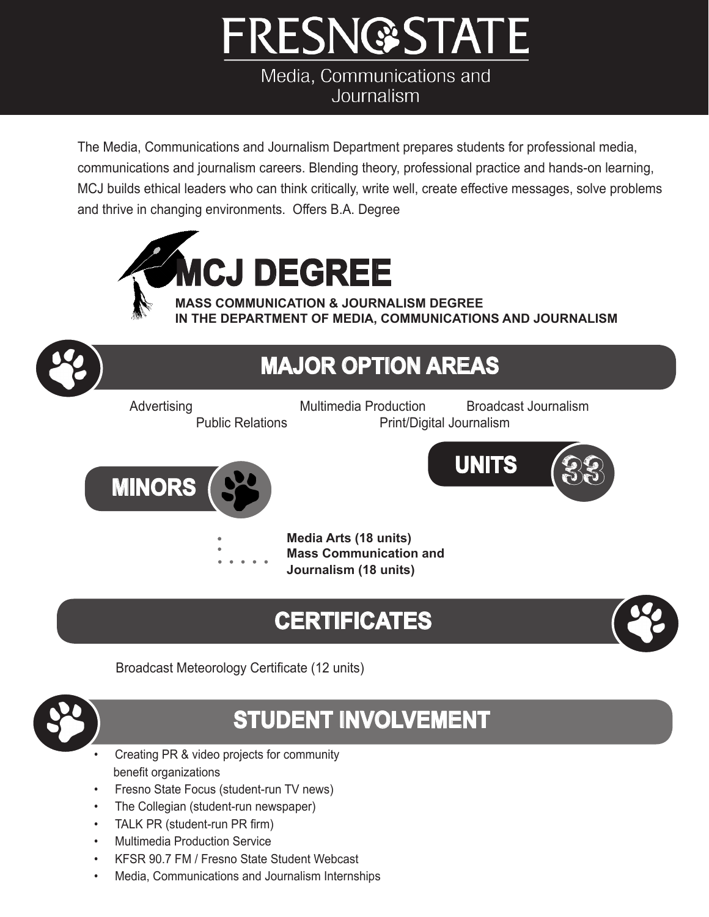# FRESNO STATE

Media, Communications and Journalism

The Media, Communications and Journalism Department prepares students for professional media, communications and journalism careers. Blending theory, professional practice and hands-on learning, MCJ builds ethical leaders who can think critically, write well, create effective messages, solve problems and thrive in changing environments. Offers B.A. Degree

## MCJ DEGREE

**MASS COMMUNICATION & JOURNALISM DEGREE IN THE DEPARTMENT OF MEDIA, COMMUNICATIONS AND JOURNALISM**

## MAJOR OPTION AREAS

Advertising
Multimedia Production
Broadcast Journalism
Public Relations
Print/Digital Journalism

## UNITS

33

## MINORS

**Media Arts (18 units)**
**Mass Communication and Journalism (18 units)**

## CERTIFICATES

Broadcast Meteorology Certificate (12 units)

## STUDENT INVOLVEMENT

- Creating PR & video projects for community benefit organizations
- Fresno State Focus (student-run TV news)
- The Collegian (student-run newspaper)
- TALK PR (student-run PR firm)
- Multimedia Production Service
- KFSR 90.7 FM / Fresno State Student Webcast
- Media, Communications and Journalism Internships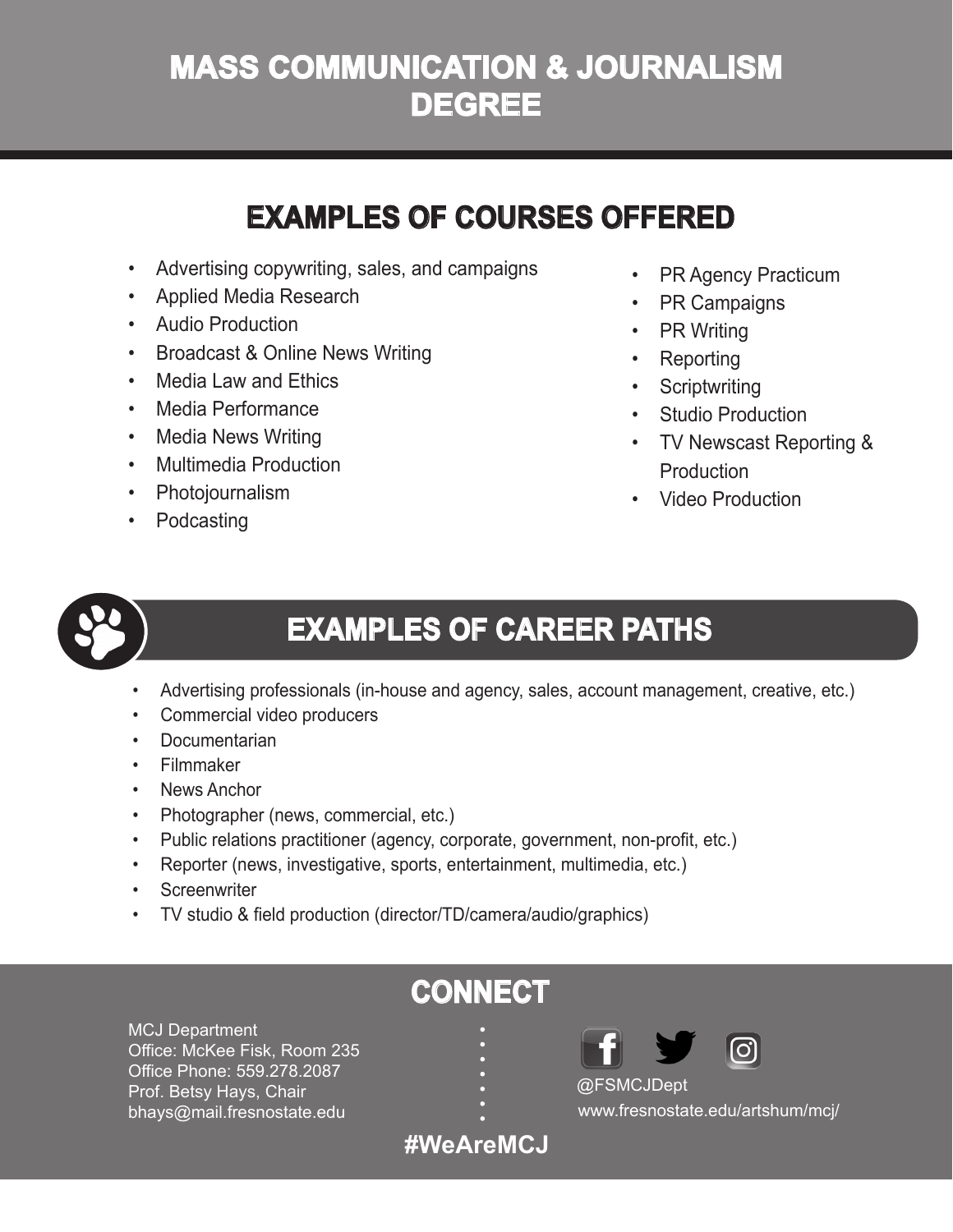# MASS COMMUNICATION & JOURNALISM DEGREE

## EXAMPLES OF COURSES OFFERED

- Advertising copywriting, sales, and campaigns
- Applied Media Research
- Audio Production
- Broadcast & Online News Writing
- Media Law and Ethics
- Media Performance
- Media News Writing
- Multimedia Production
- Photojournalism
- Podcasting
- PR Agency Practicum
- PR Campaigns
- PR Writing
- Reporting
- Scriptwriting
- Studio Production
- TV Newscast Reporting & Production
- Video Production

## EXAMPLES OF CAREER PATHS

- Advertising professionals (in-house and agency, sales, account management, creative, etc.)
- Commercial video producers
- Documentarian
- Filmmaker
- News Anchor
- Photographer (news, commercial, etc.)
- Public relations practitioner (agency, corporate, government, non-profit, etc.)
- Reporter (news, investigative, sports, entertainment, multimedia, etc.)
- Screenwriter
- TV studio & field production (director/TD/camera/audio/graphics)

## CONNECT

MCJ Department
Office: McKee Fisk, Room 235
Office Phone: 559.278.2087
Prof. Betsy Hays, Chair
bhays@mail.fresnostate.edu

@FSMCJDept
www.fresnostate.edu/artshum/mcj/

#WeAreMCJ